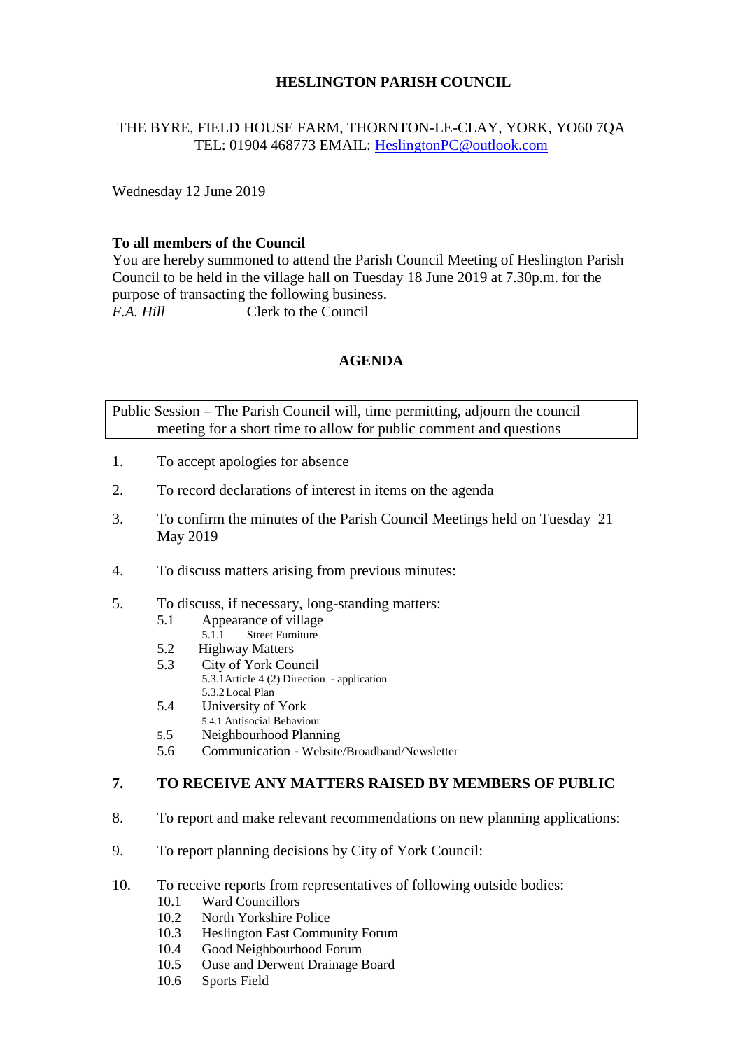# HESLINGTON PARISH COUNCIL

THE BYRE, FIELD HOUSE FARM, THORNTON-LE-CLAY, YORK, YO60 7QA
TEL: 01904 468773 EMAIL: HeslingtonPC@outlook.com

Wednesday 12 June 2019

**To all members of the Council**
You are hereby summoned to attend the Parish Council Meeting of Heslington Parish Council to be held in the village hall on Tuesday 18 June 2019 at 7.30p.m. for the purpose of transacting the following business.
*F.A. Hill* Clerk to the Council

## AGENDA

Public Session – The Parish Council will, time permitting, adjourn the council meeting for a short time to allow for public comment and questions

1. To accept apologies for absence
2. To record declarations of interest in items on the agenda
3. To confirm the minutes of the Parish Council Meetings held on Tuesday 21 May 2019
4. To discuss matters arising from previous minutes:
5. To discuss, if necessary, long-standing matters:
   - 5.1 Appearance of village
     - 5.1.1 Street Furniture
   - 5.2 Highway Matters
   - 5.3 City of York Council
     - 5.3.1 Article 4 (2) Direction - application
     - 5.3.2 Local Plan
   - 5.4 University of York
     - 5.4.1 Antisocial Behaviour
   - 5.5 Neighbourhood Planning
   - 5.6 Communication - Website/Broadband/Newsletter

**7. TO RECEIVE ANY MATTERS RAISED BY MEMBERS OF PUBLIC**

8. To report and make relevant recommendations on new planning applications:
9. To report planning decisions by City of York Council:
10. To receive reports from representatives of following outside bodies:
    - 10.1 Ward Councillors
    - 10.2 North Yorkshire Police
    - 10.3 Heslington East Community Forum
    - 10.4 Good Neighbourhood Forum
    - 10.5 Ouse and Derwent Drainage Board
    - 10.6 Sports Field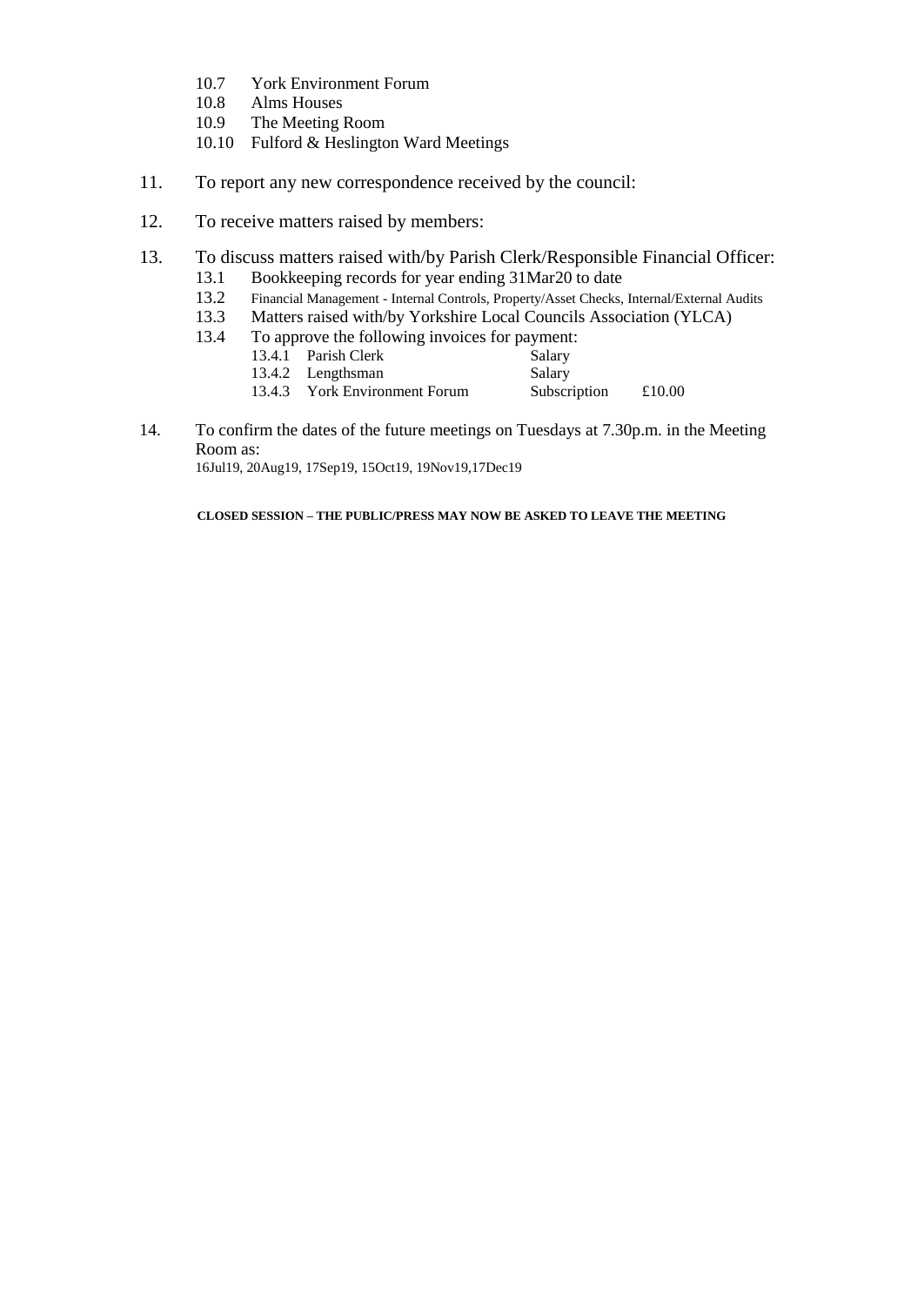10.7 York Environment Forum
10.8 Alms Houses
10.9 The Meeting Room
10.10 Fulford & Heslington Ward Meetings

11. To report any new correspondence received by the council:

12. To receive matters raised by members:

13. To discuss matters raised with/by Parish Clerk/Responsible Financial Officer:
    13.1 Bookkeeping records for year ending 31Mar20 to date
    13.2 Financial Management - Internal Controls, Property/Asset Checks, Internal/External Audits
    13.3 Matters raised with/by Yorkshire Local Councils Association (YLCA)
    13.4 To approve the following invoices for payment:

| | | | |
|---|---|---|---|
| 13.4.1 | Parish Clerk | Salary | |
| 13.4.2 | Lengthsman | Salary | |
| 13.4.3 | York Environment Forum | Subscription | £10.00 |

14. To confirm the dates of the future meetings on Tuesdays at 7.30p.m. in the Meeting Room as:
    16Jul19, 20Aug19, 17Sep19, 15Oct19, 19Nov19,17Dec19

**CLOSED SESSION – THE PUBLIC/PRESS MAY NOW BE ASKED TO LEAVE THE MEETING**